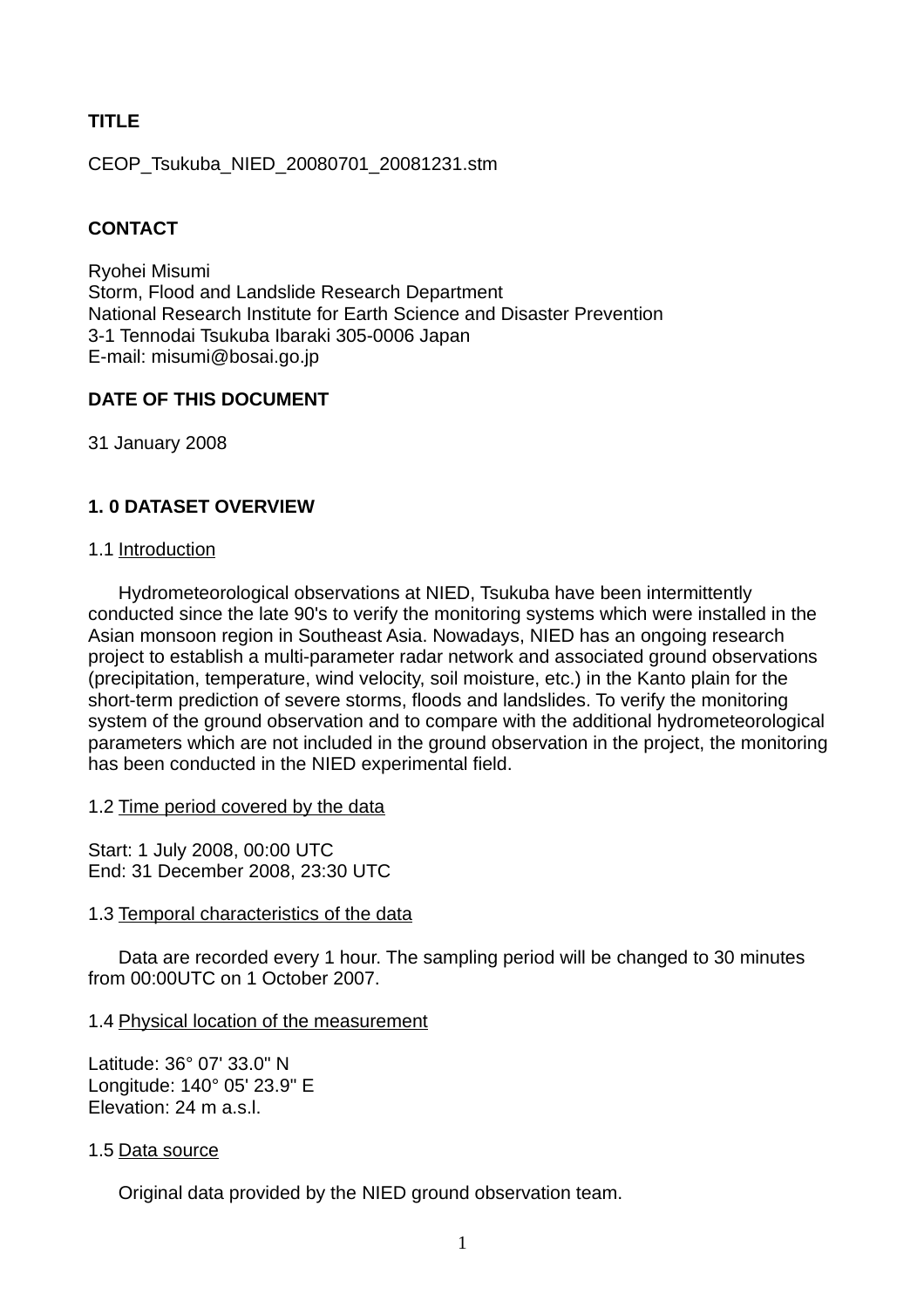**TITLE**

CEOP_Tsukuba_NIED_20080701_20081231.stm

**CONTACT**

Ryohei Misumi
Storm, Flood and Landslide Research Department
National Research Institute for Earth Science and Disaster Prevention
3-1 Tennodai Tsukuba Ibaraki 305-0006 Japan
E-mail: misumi@bosai.go.jp

**DATE OF THIS DOCUMENT**

31 January 2008

## 1. 0 DATASET OVERVIEW

1.1 Introduction

Hydrometeorological observations at NIED, Tsukuba have been intermittently conducted since the late 90's to verify the monitoring systems which were installed in the Asian monsoon region in Southeast Asia. Nowadays, NIED has an ongoing research project to establish a multi-parameter radar network and associated ground observations (precipitation, temperature, wind velocity, soil moisture, etc.) in the Kanto plain for the short-term prediction of severe storms, floods and landslides. To verify the monitoring system of the ground observation and to compare with the additional hydrometeorological parameters which are not included in the ground observation in the project, the monitoring has been conducted in the NIED experimental field.

1.2 Time period covered by the data

Start: 1 July 2008, 00:00 UTC
End: 31 December 2008, 23:30 UTC

1.3 Temporal characteristics of the data

Data are recorded every 1 hour. The sampling period will be changed to 30 minutes from 00:00UTC on 1 October 2007.

1.4 Physical location of the measurement

Latitude: 36° 07' 33.0" N
Longitude: 140° 05' 23.9" E
Elevation: 24 m a.s.l.

1.5 Data source

Original data provided by the NIED ground observation team.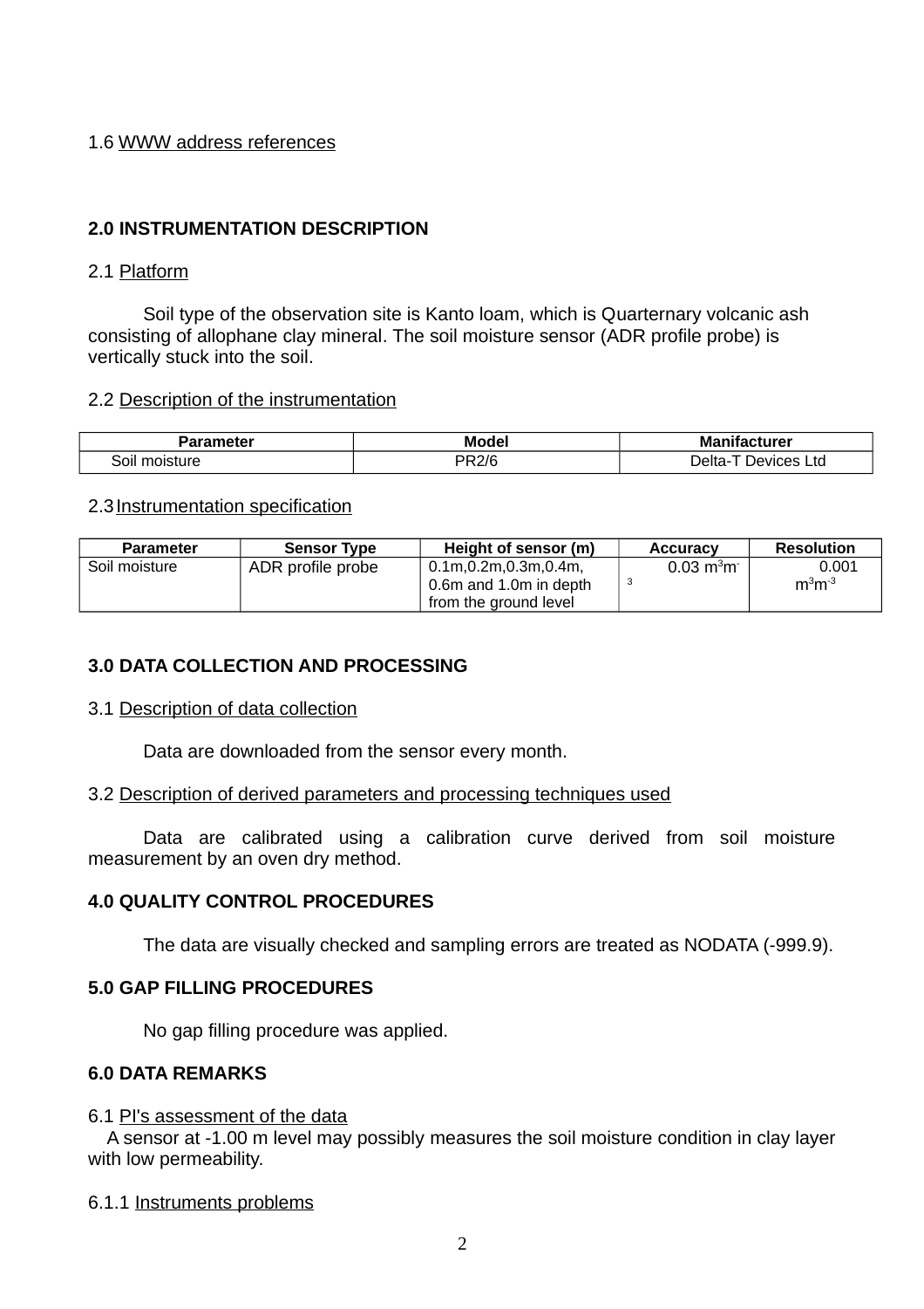1.6 WWW address references

## 2.0 INSTRUMENTATION DESCRIPTION

2.1 Platform

Soil type of the observation site is Kanto loam, which is Quarternary volcanic ash consisting of allophane clay mineral. The soil moisture sensor (ADR profile probe) is vertically stuck into the soil.

2.2 Description of the instrumentation

| Parameter | Model | Manifacturer |
|---|---|---|
| Soil moisture | PR2/6 | Delta-T Devices Ltd |

2.3 Instrumentation specification

| Parameter | Sensor Type | Height of sensor (m) | Accuracy | Resolution |
|---|---|---|---|---|
| Soil moisture | ADR profile probe | 0.1m,0.2m,0.3m,0.4m, 0.6m and 1.0m in depth from the ground level | 0.03 $m^3m^{-3}$ | 0.001 $m^3m^{-3}$ |

## 3.0 DATA COLLECTION AND PROCESSING

3.1 Description of data collection

Data are downloaded from the sensor every month.

3.2 Description of derived parameters and processing techniques used

Data are calibrated using a calibration curve derived from soil moisture measurement by an oven dry method.

## 4.0 QUALITY CONTROL PROCEDURES

The data are visually checked and sampling errors are treated as NODATA (-999.9).

## 5.0 GAP FILLING PROCEDURES

No gap filling procedure was applied.

## 6.0 DATA REMARKS

6.1 PI's assessment of the data

A sensor at -1.00 m level may possibly measures the soil moisture condition in clay layer with low permeability.

6.1.1 Instruments problems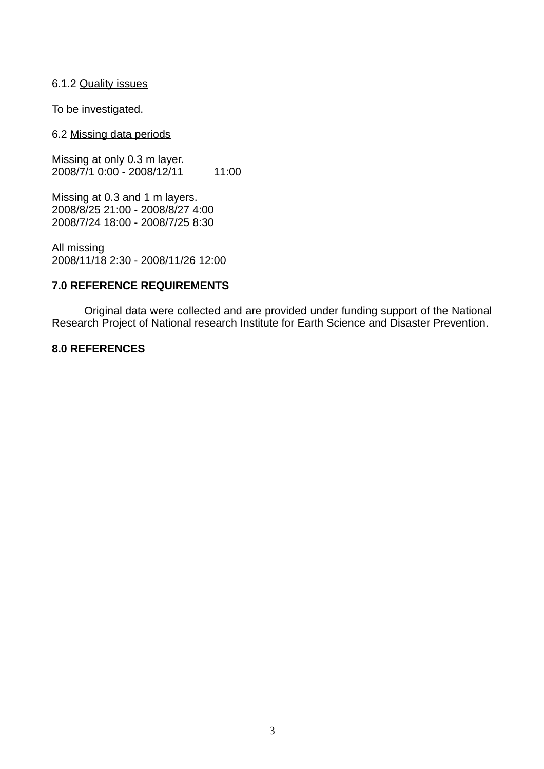6.1.2 Quality issues

To be investigated.

6.2 Missing data periods

Missing at only 0.3 m layer.
2008/7/1 0:00 - 2008/12/11 11:00

Missing at 0.3 and 1 m layers.
2008/8/25 21:00 - 2008/8/27 4:00
2008/7/24 18:00 - 2008/7/25 8:30

All missing
2008/11/18 2:30 - 2008/11/26 12:00

**7.0 REFERENCE REQUIREMENTS**

Original data were collected and are provided under funding support of the National Research Project of National research Institute for Earth Science and Disaster Prevention.

**8.0 REFERENCES**